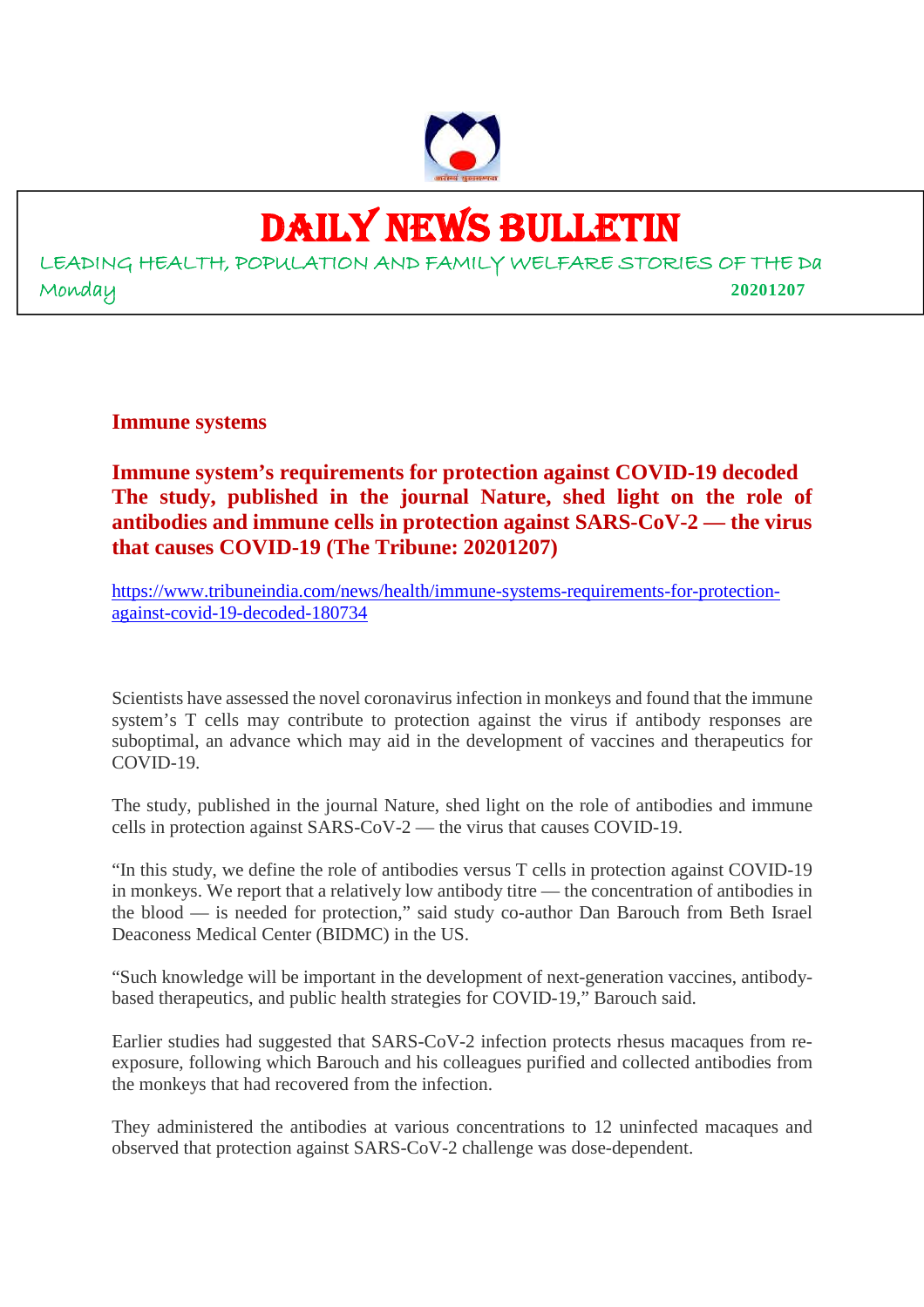# DAILY NEWS BULLETIN

LEADING HEALTH, POPULATION AND FAMILY WELFARE STORIES OF THE Da

Monday **20201207**

## Immune systems

### Immune system's requirements for protection against COVID-19 decoded The study, published in the journal Nature, shed light on the role of antibodies and immune cells in protection against SARS-CoV-2 — the virus that causes COVID-19 (The Tribune: 20201207)

https://www.tribuneindia.com/news/health/immune-systems-requirements-for-protection-against-covid-19-decoded-180734

Scientists have assessed the novel coronavirus infection in monkeys and found that the immune system's T cells may contribute to protection against the virus if antibody responses are suboptimal, an advance which may aid in the development of vaccines and therapeutics for COVID-19.

The study, published in the journal Nature, shed light on the role of antibodies and immune cells in protection against SARS-CoV-2 — the virus that causes COVID-19.

"In this study, we define the role of antibodies versus T cells in protection against COVID-19 in monkeys. We report that a relatively low antibody titre — the concentration of antibodies in the blood — is needed for protection," said study co-author Dan Barouch from Beth Israel Deaconess Medical Center (BIDMC) in the US.

"Such knowledge will be important in the development of next-generation vaccines, antibody-based therapeutics, and public health strategies for COVID-19," Barouch said.

Earlier studies had suggested that SARS-CoV-2 infection protects rhesus macaques from re-exposure, following which Barouch and his colleagues purified and collected antibodies from the monkeys that had recovered from the infection.

They administered the antibodies at various concentrations to 12 uninfected macaques and observed that protection against SARS-CoV-2 challenge was dose-dependent.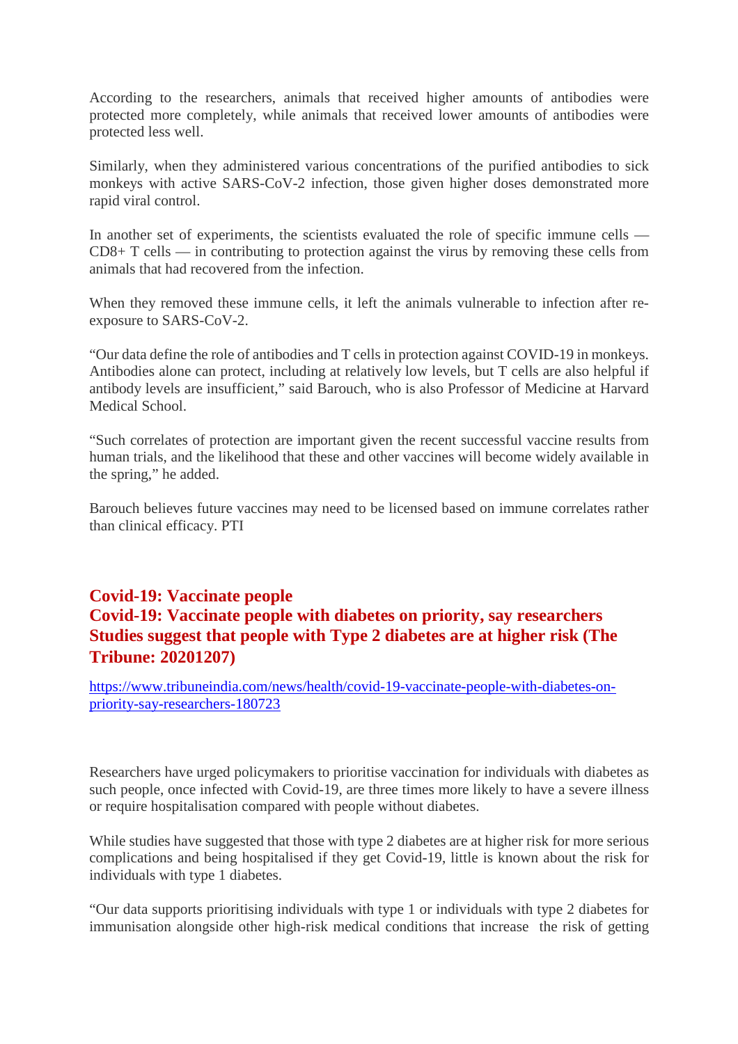According to the researchers, animals that received higher amounts of antibodies were protected more completely, while animals that received lower amounts of antibodies were protected less well.

Similarly, when they administered various concentrations of the purified antibodies to sick monkeys with active SARS-CoV-2 infection, those given higher doses demonstrated more rapid viral control.

In another set of experiments, the scientists evaluated the role of specific immune cells — CD8+ T cells — in contributing to protection against the virus by removing these cells from animals that had recovered from the infection.

When they removed these immune cells, it left the animals vulnerable to infection after re-exposure to SARS-CoV-2.

"Our data define the role of antibodies and T cells in protection against COVID-19 in monkeys. Antibodies alone can protect, including at relatively low levels, but T cells are also helpful if antibody levels are insufficient," said Barouch, who is also Professor of Medicine at Harvard Medical School.

"Such correlates of protection are important given the recent successful vaccine results from human trials, and the likelihood that these and other vaccines will become widely available in the spring," he added.

Barouch believes future vaccines may need to be licensed based on immune correlates rather than clinical efficacy. PTI

## Covid-19: Vaccinate people
## Covid-19: Vaccinate people with diabetes on priority, say researchers
## Studies suggest that people with Type 2 diabetes are at higher risk (The Tribune: 20201207)

https://www.tribuneindia.com/news/health/covid-19-vaccinate-people-with-diabetes-on-priority-say-researchers-180723

Researchers have urged policymakers to prioritise vaccination for individuals with diabetes as such people, once infected with Covid-19, are three times more likely to have a severe illness or require hospitalisation compared with people without diabetes.

While studies have suggested that those with type 2 diabetes are at higher risk for more serious complications and being hospitalised if they get Covid-19, little is known about the risk for individuals with type 1 diabetes.

"Our data supports prioritising individuals with type 1 or individuals with type 2 diabetes for immunisation alongside other high-risk medical conditions that increase the risk of getting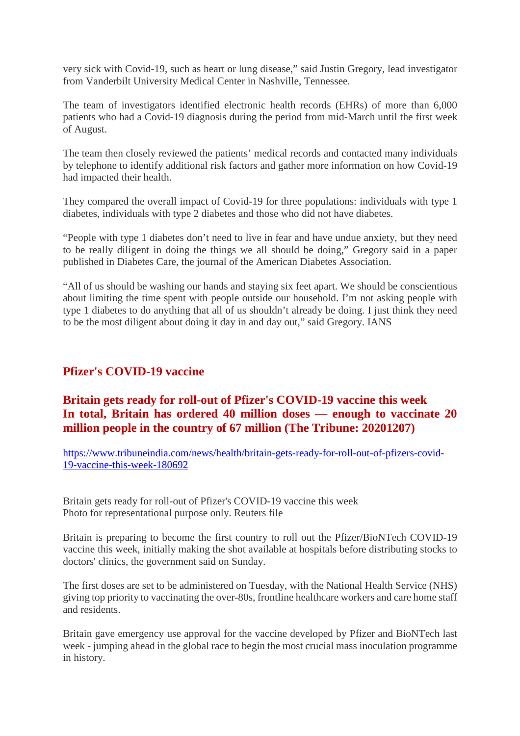very sick with Covid-19, such as heart or lung disease," said Justin Gregory, lead investigator from Vanderbilt University Medical Center in Nashville, Tennessee.

The team of investigators identified electronic health records (EHRs) of more than 6,000 patients who had a Covid-19 diagnosis during the period from mid-March until the first week of August.

The team then closely reviewed the patients' medical records and contacted many individuals by telephone to identify additional risk factors and gather more information on how Covid-19 had impacted their health.

They compared the overall impact of Covid-19 for three populations: individuals with type 1 diabetes, individuals with type 2 diabetes and those who did not have diabetes.

"People with type 1 diabetes don't need to live in fear and have undue anxiety, but they need to be really diligent in doing the things we all should be doing," Gregory said in a paper published in Diabetes Care, the journal of the American Diabetes Association.

"All of us should be washing our hands and staying six feet apart. We should be conscientious about limiting the time spent with people outside our household. I'm not asking people with type 1 diabetes to do anything that all of us shouldn't already be doing. I just think they need to be the most diligent about doing it day in and day out," said Gregory. IANS

## Pfizer's COVID-19 vaccine

## Britain gets ready for roll-out of Pfizer's COVID-19 vaccine this week In total, Britain has ordered 40 million doses — enough to vaccinate 20 million people in the country of 67 million (The Tribune: 20201207)

https://www.tribuneindia.com/news/health/britain-gets-ready-for-roll-out-of-pfizers-covid-19-vaccine-this-week-180692

Britain gets ready for roll-out of Pfizer's COVID-19 vaccine this week
Photo for representational purpose only. Reuters file

Britain is preparing to become the first country to roll out the Pfizer/BioNTech COVID-19 vaccine this week, initially making the shot available at hospitals before distributing stocks to doctors' clinics, the government said on Sunday.

The first doses are set to be administered on Tuesday, with the National Health Service (NHS) giving top priority to vaccinating the over-80s, frontline healthcare workers and care home staff and residents.

Britain gave emergency use approval for the vaccine developed by Pfizer and BioNTech last week - jumping ahead in the global race to begin the most crucial mass inoculation programme in history.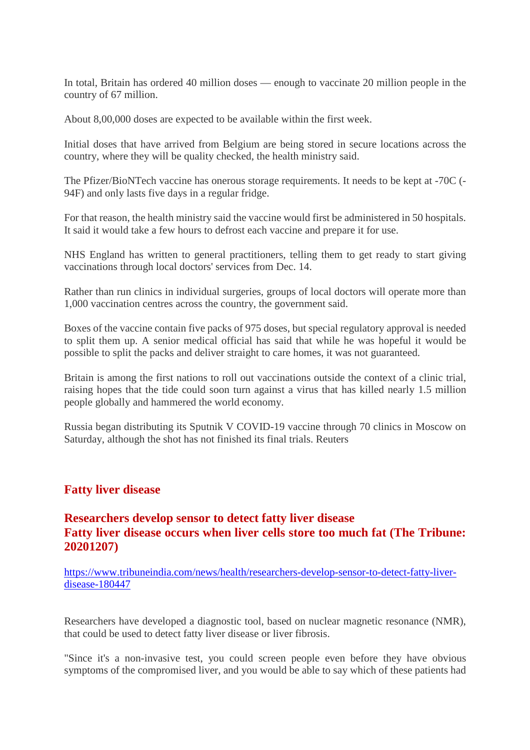In total, Britain has ordered 40 million doses — enough to vaccinate 20 million people in the country of 67 million.

About 8,00,000 doses are expected to be available within the first week.

Initial doses that have arrived from Belgium are being stored in secure locations across the country, where they will be quality checked, the health ministry said.

The Pfizer/BioNTech vaccine has onerous storage requirements. It needs to be kept at -70C (-94F) and only lasts five days in a regular fridge.

For that reason, the health ministry said the vaccine would first be administered in 50 hospitals. It said it would take a few hours to defrost each vaccine and prepare it for use.

NHS England has written to general practitioners, telling them to get ready to start giving vaccinations through local doctors' services from Dec. 14.

Rather than run clinics in individual surgeries, groups of local doctors will operate more than 1,000 vaccination centres across the country, the government said.

Boxes of the vaccine contain five packs of 975 doses, but special regulatory approval is needed to split them up. A senior medical official has said that while he was hopeful it would be possible to split the packs and deliver straight to care homes, it was not guaranteed.

Britain is among the first nations to roll out vaccinations outside the context of a clinic trial, raising hopes that the tide could soon turn against a virus that has killed nearly 1.5 million people globally and hammered the world economy.

Russia began distributing its Sputnik V COVID-19 vaccine through 70 clinics in Moscow on Saturday, although the shot has not finished its final trials. Reuters

## Fatty liver disease

### Researchers develop sensor to detect fatty liver disease
### Fatty liver disease occurs when liver cells store too much fat (The Tribune: 20201207)

https://www.tribuneindia.com/news/health/researchers-develop-sensor-to-detect-fatty-liver-disease-180447

Researchers have developed a diagnostic tool, based on nuclear magnetic resonance (NMR), that could be used to detect fatty liver disease or liver fibrosis.

"Since it's a non-invasive test, you could screen people even before they have obvious symptoms of the compromised liver, and you would be able to say which of these patients had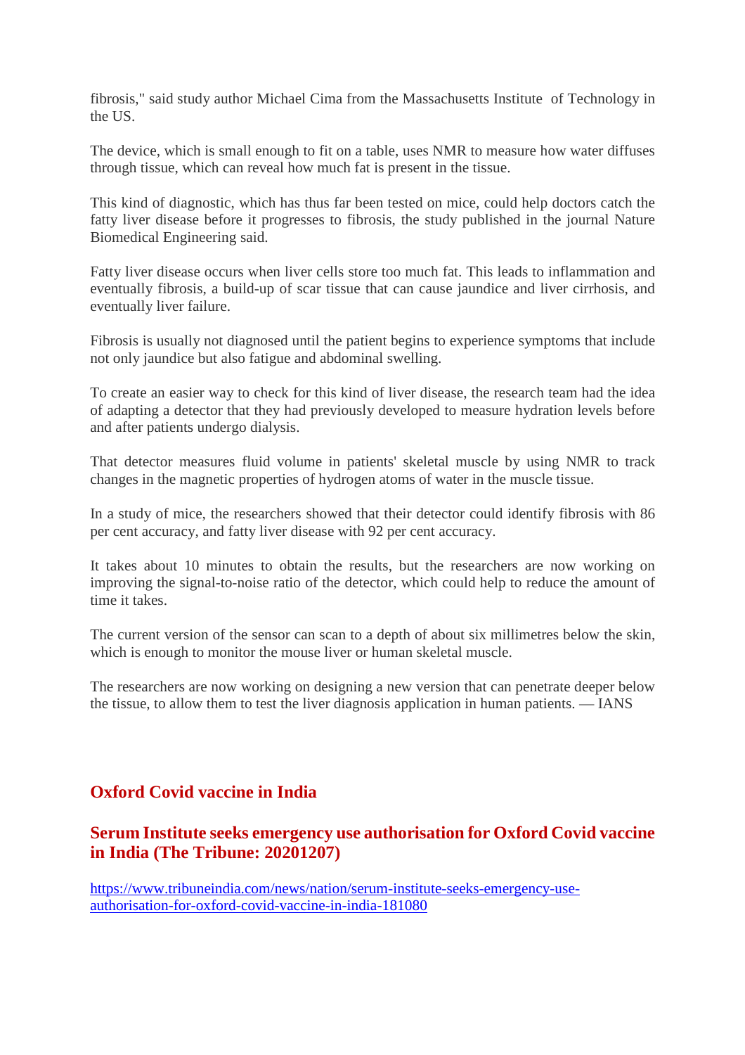fibrosis," said study author Michael Cima from the Massachusetts Institute of Technology in the US.

The device, which is small enough to fit on a table, uses NMR to measure how water diffuses through tissue, which can reveal how much fat is present in the tissue.

This kind of diagnostic, which has thus far been tested on mice, could help doctors catch the fatty liver disease before it progresses to fibrosis, the study published in the journal Nature Biomedical Engineering said.

Fatty liver disease occurs when liver cells store too much fat. This leads to inflammation and eventually fibrosis, a build-up of scar tissue that can cause jaundice and liver cirrhosis, and eventually liver failure.

Fibrosis is usually not diagnosed until the patient begins to experience symptoms that include not only jaundice but also fatigue and abdominal swelling.

To create an easier way to check for this kind of liver disease, the research team had the idea of adapting a detector that they had previously developed to measure hydration levels before and after patients undergo dialysis.

That detector measures fluid volume in patients' skeletal muscle by using NMR to track changes in the magnetic properties of hydrogen atoms of water in the muscle tissue.

In a study of mice, the researchers showed that their detector could identify fibrosis with 86 per cent accuracy, and fatty liver disease with 92 per cent accuracy.

It takes about 10 minutes to obtain the results, but the researchers are now working on improving the signal-to-noise ratio of the detector, which could help to reduce the amount of time it takes.

The current version of the sensor can scan to a depth of about six millimetres below the skin, which is enough to monitor the mouse liver or human skeletal muscle.

The researchers are now working on designing a new version that can penetrate deeper below the tissue, to allow them to test the liver diagnosis application in human patients. — IANS

## Oxford Covid vaccine in India

### Serum Institute seeks emergency use authorisation for Oxford Covid vaccine in India (The Tribune: 20201207)

https://www.tribuneindia.com/news/nation/serum-institute-seeks-emergency-use-authorisation-for-oxford-covid-vaccine-in-india-181080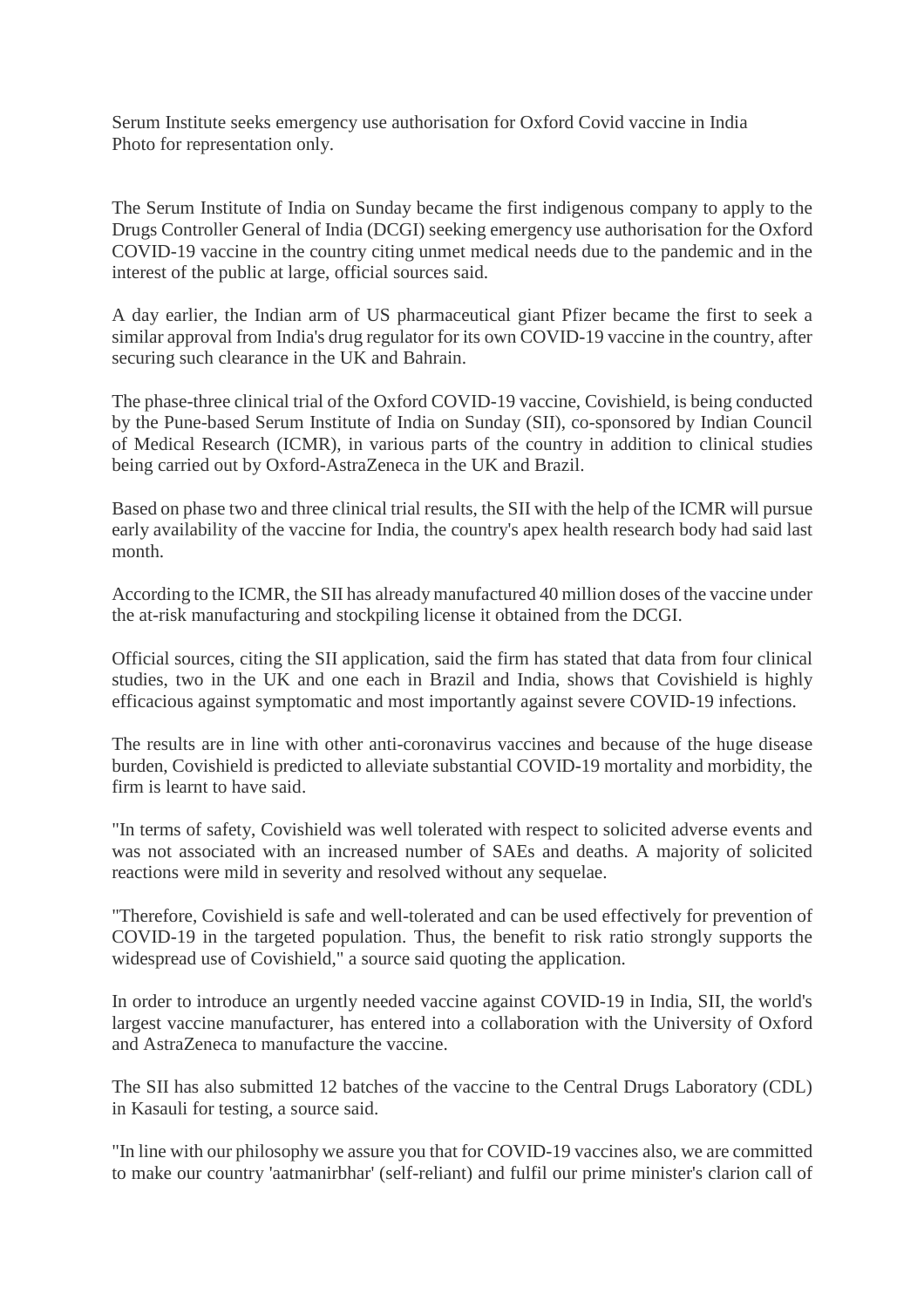Serum Institute seeks emergency use authorisation for Oxford Covid vaccine in India
Photo for representation only.

The Serum Institute of India on Sunday became the first indigenous company to apply to the Drugs Controller General of India (DCGI) seeking emergency use authorisation for the Oxford COVID-19 vaccine in the country citing unmet medical needs due to the pandemic and in the interest of the public at large, official sources said.

A day earlier, the Indian arm of US pharmaceutical giant Pfizer became the first to seek a similar approval from India's drug regulator for its own COVID-19 vaccine in the country, after securing such clearance in the UK and Bahrain.

The phase-three clinical trial of the Oxford COVID-19 vaccine, Covishield, is being conducted by the Pune-based Serum Institute of India on Sunday (SII), co-sponsored by Indian Council of Medical Research (ICMR), in various parts of the country in addition to clinical studies being carried out by Oxford-AstraZeneca in the UK and Brazil.

Based on phase two and three clinical trial results, the SII with the help of the ICMR will pursue early availability of the vaccine for India, the country's apex health research body had said last month.

According to the ICMR, the SII has already manufactured 40 million doses of the vaccine under the at-risk manufacturing and stockpiling license it obtained from the DCGI.

Official sources, citing the SII application, said the firm has stated that data from four clinical studies, two in the UK and one each in Brazil and India, shows that Covishield is highly efficacious against symptomatic and most importantly against severe COVID-19 infections.

The results are in line with other anti-coronavirus vaccines and because of the huge disease burden, Covishield is predicted to alleviate substantial COVID-19 mortality and morbidity, the firm is learnt to have said.

"In terms of safety, Covishield was well tolerated with respect to solicited adverse events and was not associated with an increased number of SAEs and deaths. A majority of solicited reactions were mild in severity and resolved without any sequelae.

"Therefore, Covishield is safe and well-tolerated and can be used effectively for prevention of COVID-19 in the targeted population. Thus, the benefit to risk ratio strongly supports the widespread use of Covishield," a source said quoting the application.

In order to introduce an urgently needed vaccine against COVID-19 in India, SII, the world's largest vaccine manufacturer, has entered into a collaboration with the University of Oxford and AstraZeneca to manufacture the vaccine.

The SII has also submitted 12 batches of the vaccine to the Central Drugs Laboratory (CDL) in Kasauli for testing, a source said.

"In line with our philosophy we assure you that for COVID-19 vaccines also, we are committed to make our country 'aatmanirbhar' (self-reliant) and fulfil our prime minister's clarion call of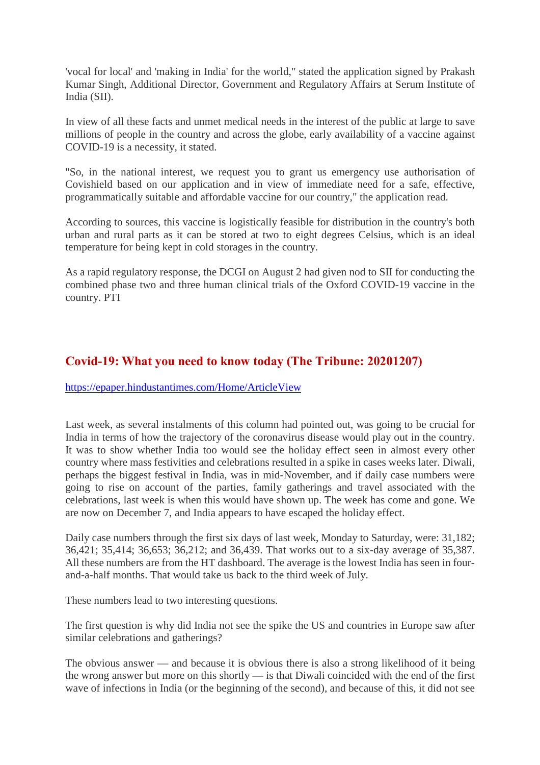'vocal for local' and 'making in India' for the world," stated the application signed by Prakash Kumar Singh, Additional Director, Government and Regulatory Affairs at Serum Institute of India (SII).

In view of all these facts and unmet medical needs in the interest of the public at large to save millions of people in the country and across the globe, early availability of a vaccine against COVID-19 is a necessity, it stated.

"So, in the national interest, we request you to grant us emergency use authorisation of Covishield based on our application and in view of immediate need for a safe, effective, programmatically suitable and affordable vaccine for our country," the application read.

According to sources, this vaccine is logistically feasible for distribution in the country's both urban and rural parts as it can be stored at two to eight degrees Celsius, which is an ideal temperature for being kept in cold storages in the country.

As a rapid regulatory response, the DCGI on August 2 had given nod to SII for conducting the combined phase two and three human clinical trials of the Oxford COVID-19 vaccine in the country. PTI

## Covid-19: What you need to know today (The Tribune: 20201207)

[https://epaper.hindustantimes.com/Home/ArticleView](https://epaper.hindustantimes.com/Home/ArticleView)

Last week, as several instalments of this column had pointed out, was going to be crucial for India in terms of how the trajectory of the coronavirus disease would play out in the country. It was to show whether India too would see the holiday effect seen in almost every other country where mass festivities and celebrations resulted in a spike in cases weeks later. Diwali, perhaps the biggest festival in India, was in mid-November, and if daily case numbers were going to rise on account of the parties, family gatherings and travel associated with the celebrations, last week is when this would have shown up. The week has come and gone. We are now on December 7, and India appears to have escaped the holiday effect.

Daily case numbers through the first six days of last week, Monday to Saturday, were: 31,182; 36,421; 35,414; 36,653; 36,212; and 36,439. That works out to a six-day average of 35,387. All these numbers are from the HT dashboard. The average is the lowest India has seen in four-and-a-half months. That would take us back to the third week of July.

These numbers lead to two interesting questions.

The first question is why did India not see the spike the US and countries in Europe saw after similar celebrations and gatherings?

The obvious answer — and because it is obvious there is also a strong likelihood of it being the wrong answer but more on this shortly — is that Diwali coincided with the end of the first wave of infections in India (or the beginning of the second), and because of this, it did not see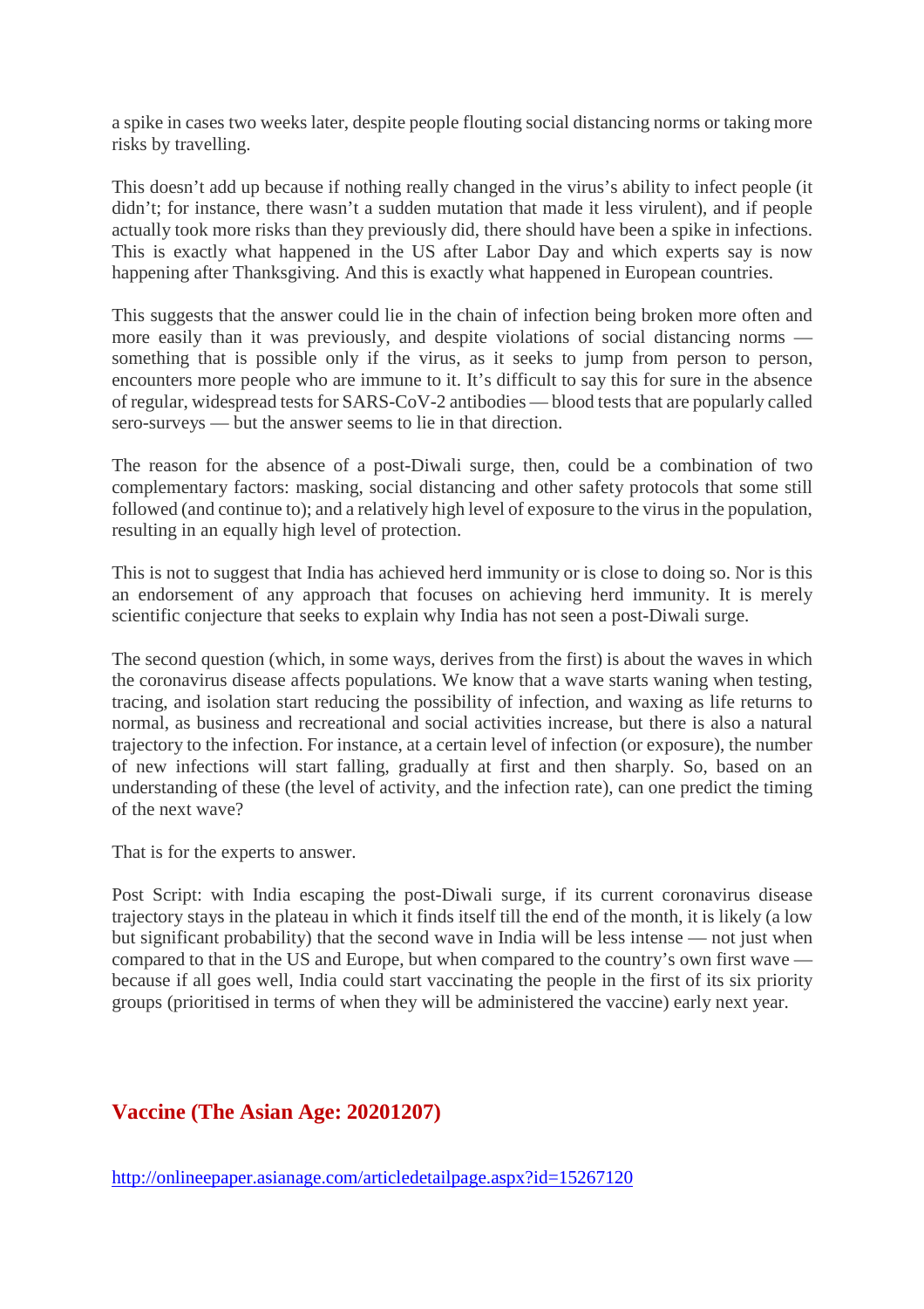a spike in cases two weeks later, despite people flouting social distancing norms or taking more risks by travelling.

This doesn't add up because if nothing really changed in the virus's ability to infect people (it didn't; for instance, there wasn't a sudden mutation that made it less virulent), and if people actually took more risks than they previously did, there should have been a spike in infections. This is exactly what happened in the US after Labor Day and which experts say is now happening after Thanksgiving. And this is exactly what happened in European countries.

This suggests that the answer could lie in the chain of infection being broken more often and more easily than it was previously, and despite violations of social distancing norms — something that is possible only if the virus, as it seeks to jump from person to person, encounters more people who are immune to it. It's difficult to say this for sure in the absence of regular, widespread tests for SARS-CoV-2 antibodies — blood tests that are popularly called sero-surveys — but the answer seems to lie in that direction.

The reason for the absence of a post-Diwali surge, then, could be a combination of two complementary factors: masking, social distancing and other safety protocols that some still followed (and continue to); and a relatively high level of exposure to the virus in the population, resulting in an equally high level of protection.

This is not to suggest that India has achieved herd immunity or is close to doing so. Nor is this an endorsement of any approach that focuses on achieving herd immunity. It is merely scientific conjecture that seeks to explain why India has not seen a post-Diwali surge.

The second question (which, in some ways, derives from the first) is about the waves in which the coronavirus disease affects populations. We know that a wave starts waning when testing, tracing, and isolation start reducing the possibility of infection, and waxing as life returns to normal, as business and recreational and social activities increase, but there is also a natural trajectory to the infection. For instance, at a certain level of infection (or exposure), the number of new infections will start falling, gradually at first and then sharply. So, based on an understanding of these (the level of activity, and the infection rate), can one predict the timing of the next wave?

That is for the experts to answer.

Post Script: with India escaping the post-Diwali surge, if its current coronavirus disease trajectory stays in the plateau in which it finds itself till the end of the month, it is likely (a low but significant probability) that the second wave in India will be less intense — not just when compared to that in the US and Europe, but when compared to the country's own first wave — because if all goes well, India could start vaccinating the people in the first of its six priority groups (prioritised in terms of when they will be administered the vaccine) early next year.

## Vaccine (The Asian Age: 20201207)

http://onlineepaper.asianage.com/articledetailpage.aspx?id=15267120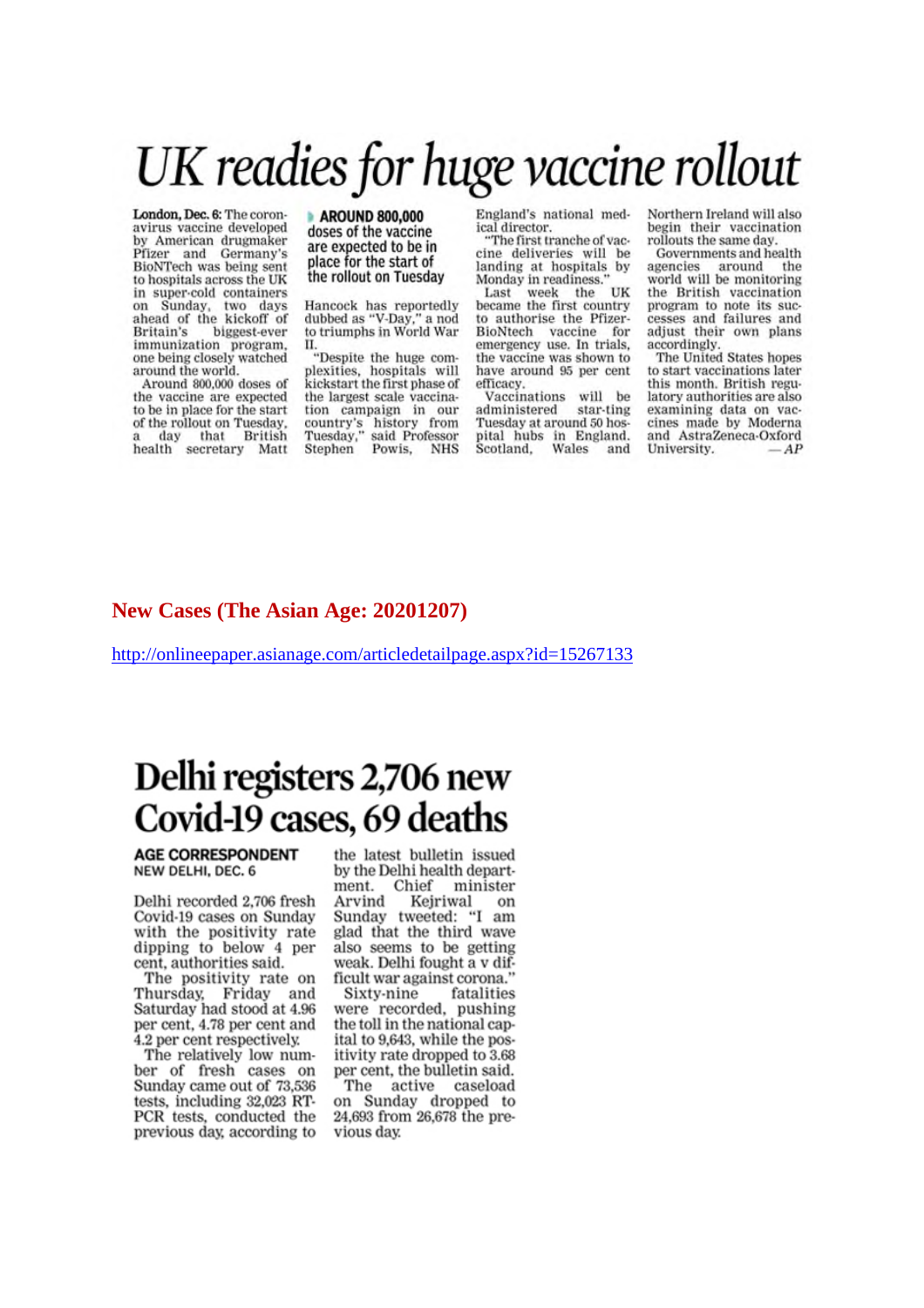# UK readies for huge vaccine rollout

**London, Dec. 6:** The coronavirus vaccine developed by American drugmaker Pfizer and Germany's BioNTech was being sent to hospitals across the UK in super-cold containers on Sunday, two days ahead of the kickoff of Britain's biggest-ever immunization program, one being closely watched around the world.

Around 800,000 doses of the vaccine are expected to be in place for the start of the rollout on Tuesday, a day that British health secretary Matt Hancock has reportedly dubbed as "V-Day," a nod to triumphs in World War II.

> **AROUND 800,000** doses of the vaccine are expected to be in place for the start of the rollout on Tuesday

"Despite the huge complexities, hospitals will kickstart the first phase of the largest scale vaccination campaign in our country's history from Tuesday," said Professor Stephen Powis, NHS England's national medical director.

"The first tranche of vaccine deliveries will be landing at hospitals by Monday in readiness."

Last week the UK became the first country to authorise the Pfizer-BioNtech vaccine for emergency use. In trials, the vaccine was shown to have around 95 per cent efficacy.

Vaccinations will be administered star-ting Tuesday at around 50 hospital hubs in England. Scotland, Wales and Northern Ireland will also begin their vaccination rollouts the same day.

Governments and health agencies around the world will be monitoring the British vaccination program to note its successes and failures and adjust their own plans accordingly.

The United States hopes to start vaccinations later this month. British regulatory authorities are also examining data on vaccines made by Moderna and AstraZeneca-Oxford University. *— AP*

## New Cases (The Asian Age: 20201207)

http://onlineepaper.asianage.com/articledetailpage.aspx?id=15267133

# Delhi registers 2,706 new Covid-19 cases, 69 deaths

**AGE CORRESPONDENT**
NEW DELHI, DEC. 6

Delhi recorded 2,706 fresh Covid-19 cases on Sunday with the positivity rate dipping to below 4 per cent, authorities said.

The positivity rate on Thursday, Friday and Saturday had stood at 4.96 per cent, 4.78 per cent and 4.2 per cent respectively.

The relatively low number of fresh cases on Sunday came out of 73,536 tests, including 32,023 RT-PCR tests, conducted the previous day, according to the latest bulletin issued by the Delhi health department. Chief minister Arvind Kejriwal on Sunday tweeted: "I am glad that the third wave also seems to be getting weak. Delhi fought a v difficult war against corona."

Sixty-nine fatalities were recorded, pushing the toll in the national capital to 9,643, while the positivity rate dropped to 3.68 per cent, the bulletin said.

The active caseload on Sunday dropped to 24,693 from 26,678 the previous day.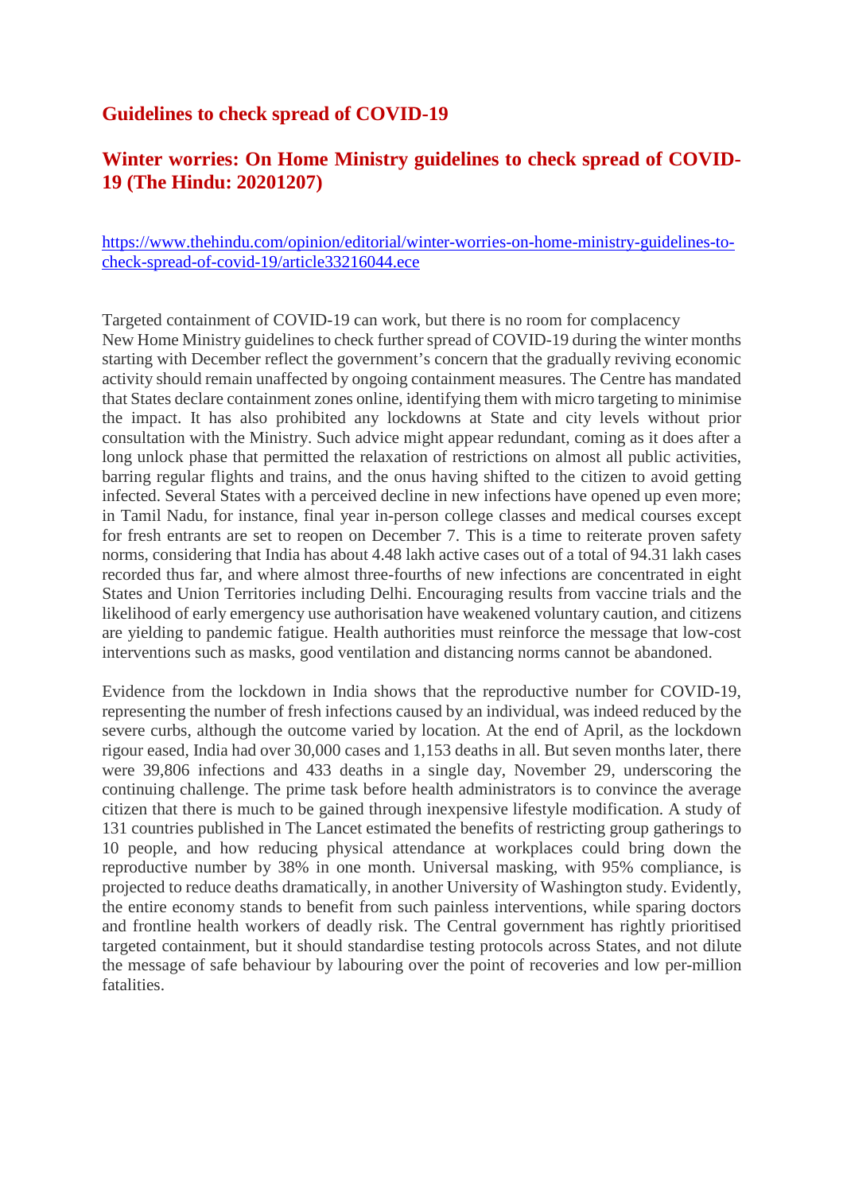## Guidelines to check spread of COVID-19

## Winter worries: On Home Ministry guidelines to check spread of COVID-19 (The Hindu: 20201207)

https://www.thehindu.com/opinion/editorial/winter-worries-on-home-ministry-guidelines-to-check-spread-of-covid-19/article33216044.ece

Targeted containment of COVID-19 can work, but there is no room for complacency
New Home Ministry guidelines to check further spread of COVID-19 during the winter months starting with December reflect the government's concern that the gradually reviving economic activity should remain unaffected by ongoing containment measures. The Centre has mandated that States declare containment zones online, identifying them with micro targeting to minimise the impact. It has also prohibited any lockdowns at State and city levels without prior consultation with the Ministry. Such advice might appear redundant, coming as it does after a long unlock phase that permitted the relaxation of restrictions on almost all public activities, barring regular flights and trains, and the onus having shifted to the citizen to avoid getting infected. Several States with a perceived decline in new infections have opened up even more; in Tamil Nadu, for instance, final year in-person college classes and medical courses except for fresh entrants are set to reopen on December 7. This is a time to reiterate proven safety norms, considering that India has about 4.48 lakh active cases out of a total of 94.31 lakh cases recorded thus far, and where almost three-fourths of new infections are concentrated in eight States and Union Territories including Delhi. Encouraging results from vaccine trials and the likelihood of early emergency use authorisation have weakened voluntary caution, and citizens are yielding to pandemic fatigue. Health authorities must reinforce the message that low-cost interventions such as masks, good ventilation and distancing norms cannot be abandoned.

Evidence from the lockdown in India shows that the reproductive number for COVID-19, representing the number of fresh infections caused by an individual, was indeed reduced by the severe curbs, although the outcome varied by location. At the end of April, as the lockdown rigour eased, India had over 30,000 cases and 1,153 deaths in all. But seven months later, there were 39,806 infections and 433 deaths in a single day, November 29, underscoring the continuing challenge. The prime task before health administrators is to convince the average citizen that there is much to be gained through inexpensive lifestyle modification. A study of 131 countries published in The Lancet estimated the benefits of restricting group gatherings to 10 people, and how reducing physical attendance at workplaces could bring down the reproductive number by 38% in one month. Universal masking, with 95% compliance, is projected to reduce deaths dramatically, in another University of Washington study. Evidently, the entire economy stands to benefit from such painless interventions, while sparing doctors and frontline health workers of deadly risk. The Central government has rightly prioritised targeted containment, but it should standardise testing protocols across States, and not dilute the message of safe behaviour by labouring over the point of recoveries and low per-million fatalities.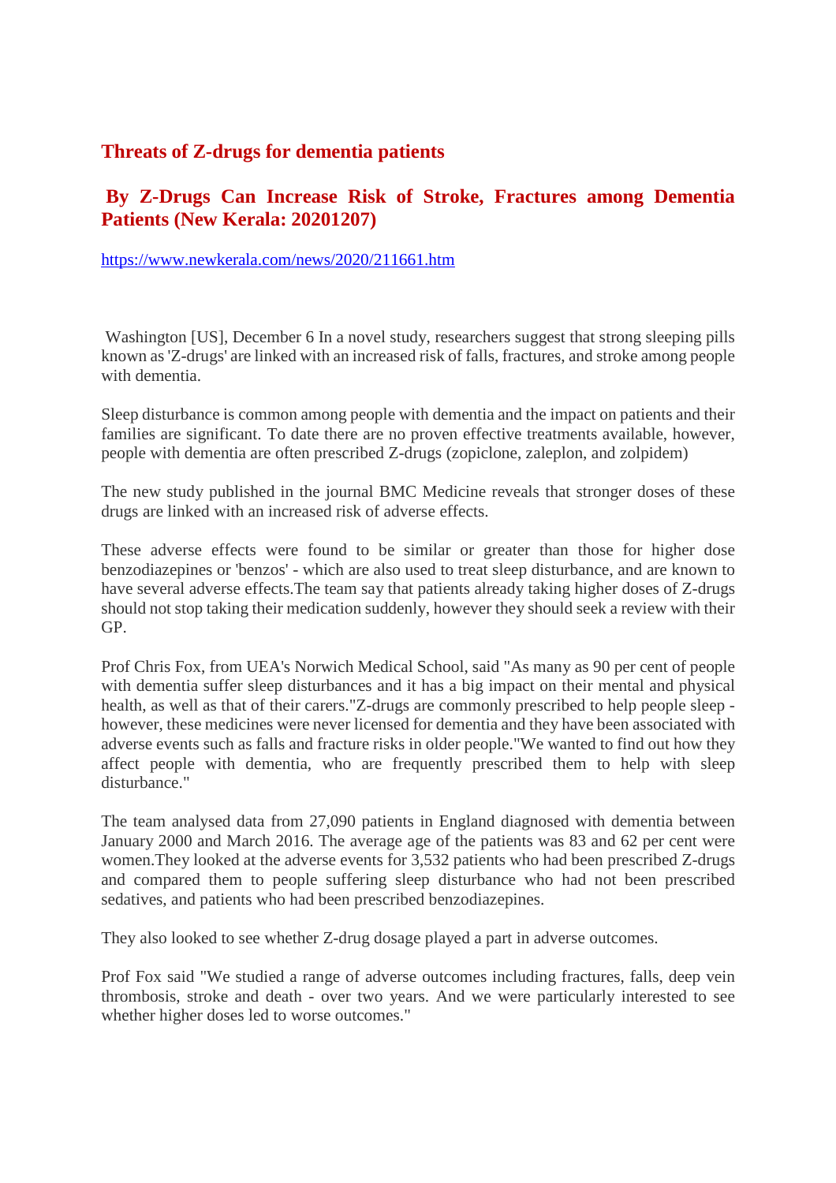## Threats of Z-drugs for dementia patients

## By Z-Drugs Can Increase Risk of Stroke, Fractures among Dementia Patients (New Kerala: 20201207)

https://www.newkerala.com/news/2020/211661.htm

Washington [US], December 6 In a novel study, researchers suggest that strong sleeping pills known as 'Z-drugs' are linked with an increased risk of falls, fractures, and stroke among people with dementia.

Sleep disturbance is common among people with dementia and the impact on patients and their families are significant. To date there are no proven effective treatments available, however, people with dementia are often prescribed Z-drugs (zopiclone, zaleplon, and zolpidem)

The new study published in the journal BMC Medicine reveals that stronger doses of these drugs are linked with an increased risk of adverse effects.

These adverse effects were found to be similar or greater than those for higher dose benzodiazepines or 'benzos' - which are also used to treat sleep disturbance, and are known to have several adverse effects.The team say that patients already taking higher doses of Z-drugs should not stop taking their medication suddenly, however they should seek a review with their GP.

Prof Chris Fox, from UEA's Norwich Medical School, said "As many as 90 per cent of people with dementia suffer sleep disturbances and it has a big impact on their mental and physical health, as well as that of their carers."Z-drugs are commonly prescribed to help people sleep - however, these medicines were never licensed for dementia and they have been associated with adverse events such as falls and fracture risks in older people."We wanted to find out how they affect people with dementia, who are frequently prescribed them to help with sleep disturbance."

The team analysed data from 27,090 patients in England diagnosed with dementia between January 2000 and March 2016. The average age of the patients was 83 and 62 per cent were women.They looked at the adverse events for 3,532 patients who had been prescribed Z-drugs and compared them to people suffering sleep disturbance who had not been prescribed sedatives, and patients who had been prescribed benzodiazepines.

They also looked to see whether Z-drug dosage played a part in adverse outcomes.

Prof Fox said "We studied a range of adverse outcomes including fractures, falls, deep vein thrombosis, stroke and death - over two years. And we were particularly interested to see whether higher doses led to worse outcomes."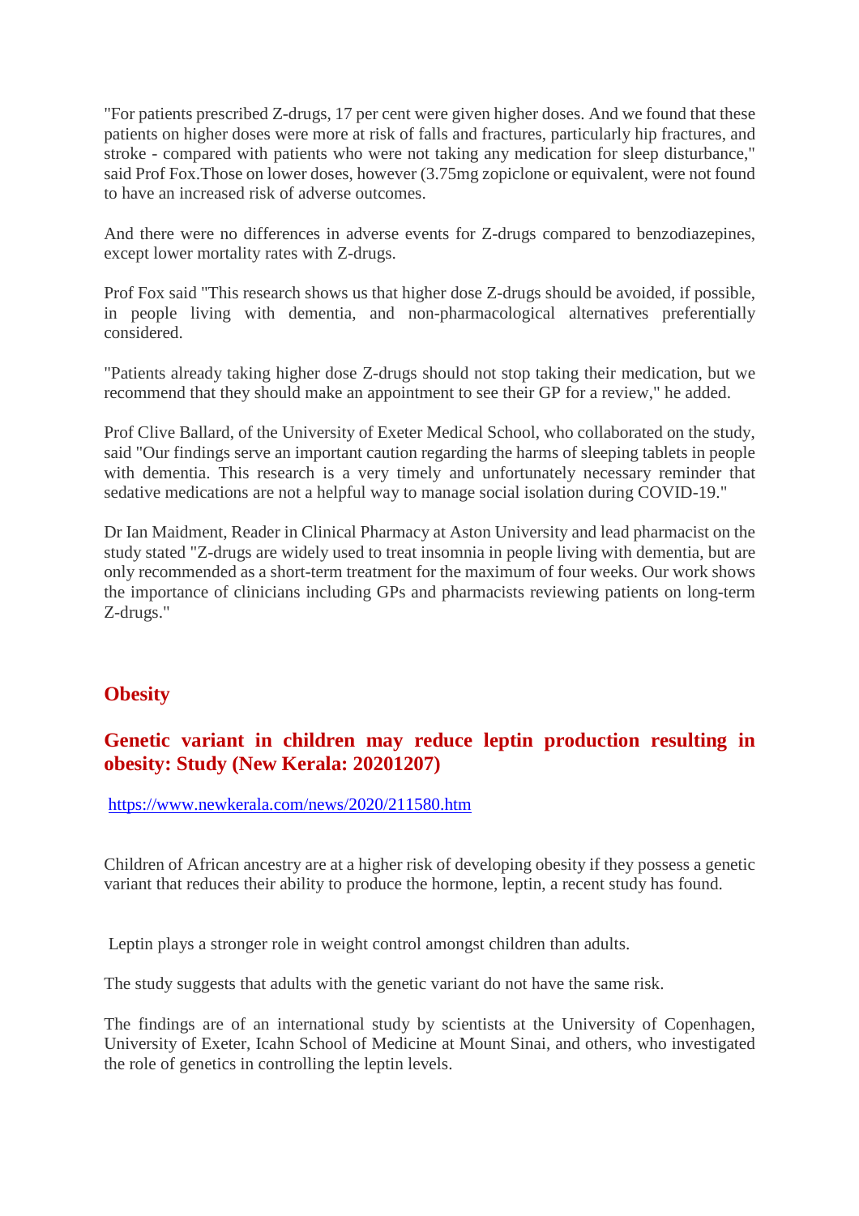"For patients prescribed Z-drugs, 17 per cent were given higher doses. And we found that these patients on higher doses were more at risk of falls and fractures, particularly hip fractures, and stroke - compared with patients who were not taking any medication for sleep disturbance," said Prof Fox.Those on lower doses, however (3.75mg zopiclone or equivalent, were not found to have an increased risk of adverse outcomes.

And there were no differences in adverse events for Z-drugs compared to benzodiazepines, except lower mortality rates with Z-drugs.

Prof Fox said "This research shows us that higher dose Z-drugs should be avoided, if possible, in people living with dementia, and non-pharmacological alternatives preferentially considered.

"Patients already taking higher dose Z-drugs should not stop taking their medication, but we recommend that they should make an appointment to see their GP for a review," he added.

Prof Clive Ballard, of the University of Exeter Medical School, who collaborated on the study, said "Our findings serve an important caution regarding the harms of sleeping tablets in people with dementia. This research is a very timely and unfortunately necessary reminder that sedative medications are not a helpful way to manage social isolation during COVID-19."

Dr Ian Maidment, Reader in Clinical Pharmacy at Aston University and lead pharmacist on the study stated "Z-drugs are widely used to treat insomnia in people living with dementia, but are only recommended as a short-term treatment for the maximum of four weeks. Our work shows the importance of clinicians including GPs and pharmacists reviewing patients on long-term Z-drugs."

## Obesity

### Genetic variant in children may reduce leptin production resulting in obesity: Study (New Kerala: 20201207)

https://www.newkerala.com/news/2020/211580.htm

Children of African ancestry are at a higher risk of developing obesity if they possess a genetic variant that reduces their ability to produce the hormone, leptin, a recent study has found.

Leptin plays a stronger role in weight control amongst children than adults.

The study suggests that adults with the genetic variant do not have the same risk.

The findings are of an international study by scientists at the University of Copenhagen, University of Exeter, Icahn School of Medicine at Mount Sinai, and others, who investigated the role of genetics in controlling the leptin levels.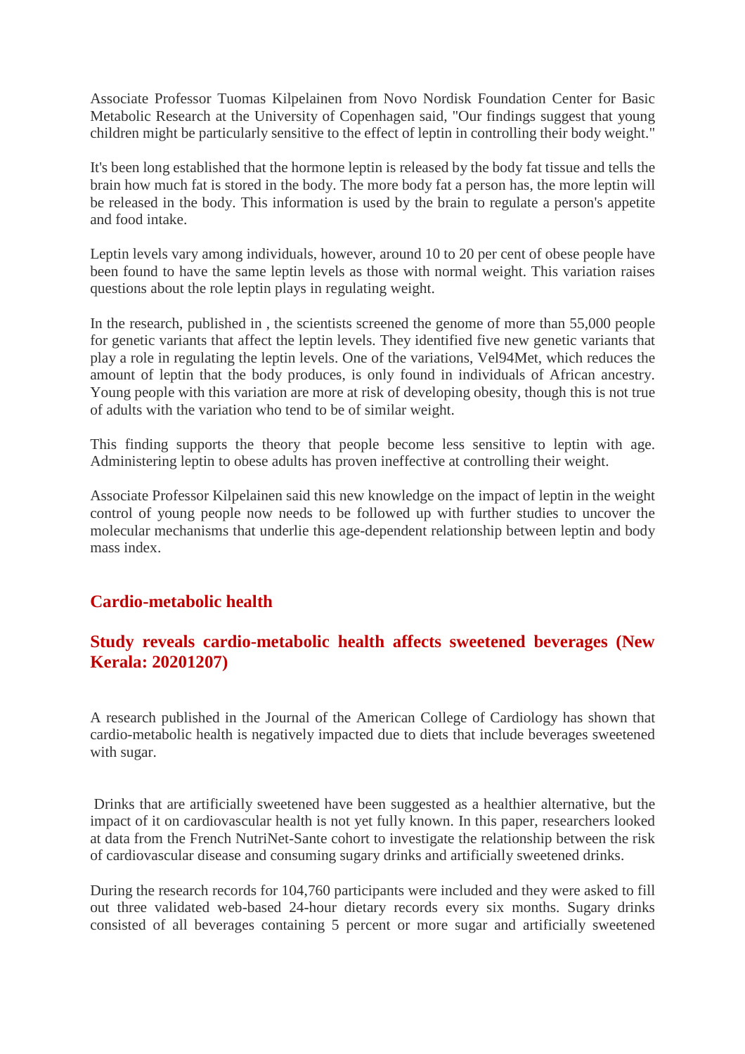Associate Professor Tuomas Kilpelainen from Novo Nordisk Foundation Center for Basic Metabolic Research at the University of Copenhagen said, "Our findings suggest that young children might be particularly sensitive to the effect of leptin in controlling their body weight."

It's been long established that the hormone leptin is released by the body fat tissue and tells the brain how much fat is stored in the body. The more body fat a person has, the more leptin will be released in the body. This information is used by the brain to regulate a person's appetite and food intake.

Leptin levels vary among individuals, however, around 10 to 20 per cent of obese people have been found to have the same leptin levels as those with normal weight. This variation raises questions about the role leptin plays in regulating weight.

In the research, published in , the scientists screened the genome of more than 55,000 people for genetic variants that affect the leptin levels. They identified five new genetic variants that play a role in regulating the leptin levels. One of the variations, Vel94Met, which reduces the amount of leptin that the body produces, is only found in individuals of African ancestry. Young people with this variation are more at risk of developing obesity, though this is not true of adults with the variation who tend to be of similar weight.

This finding supports the theory that people become less sensitive to leptin with age. Administering leptin to obese adults has proven ineffective at controlling their weight.

Associate Professor Kilpelainen said this new knowledge on the impact of leptin in the weight control of young people now needs to be followed up with further studies to uncover the molecular mechanisms that underlie this age-dependent relationship between leptin and body mass index.

## Cardio-metabolic health

## Study reveals cardio-metabolic health affects sweetened beverages (New Kerala: 20201207)

A research published in the Journal of the American College of Cardiology has shown that cardio-metabolic health is negatively impacted due to diets that include beverages sweetened with sugar.

Drinks that are artificially sweetened have been suggested as a healthier alternative, but the impact of it on cardiovascular health is not yet fully known. In this paper, researchers looked at data from the French NutriNet-Sante cohort to investigate the relationship between the risk of cardiovascular disease and consuming sugary drinks and artificially sweetened drinks.

During the research records for 104,760 participants were included and they were asked to fill out three validated web-based 24-hour dietary records every six months. Sugary drinks consisted of all beverages containing 5 percent or more sugar and artificially sweetened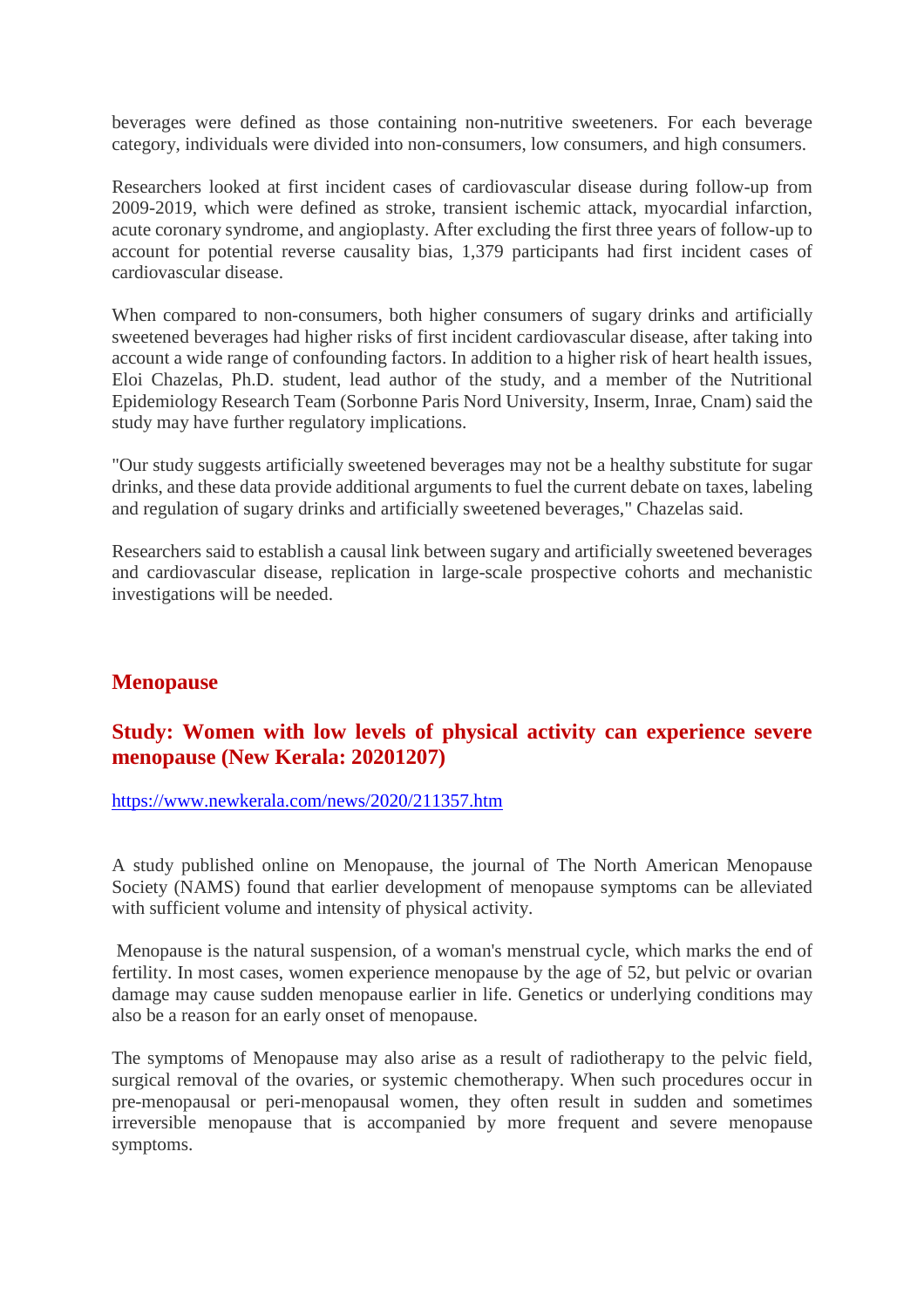beverages were defined as those containing non-nutritive sweeteners. For each beverage category, individuals were divided into non-consumers, low consumers, and high consumers.

Researchers looked at first incident cases of cardiovascular disease during follow-up from 2009-2019, which were defined as stroke, transient ischemic attack, myocardial infarction, acute coronary syndrome, and angioplasty. After excluding the first three years of follow-up to account for potential reverse causality bias, 1,379 participants had first incident cases of cardiovascular disease.

When compared to non-consumers, both higher consumers of sugary drinks and artificially sweetened beverages had higher risks of first incident cardiovascular disease, after taking into account a wide range of confounding factors. In addition to a higher risk of heart health issues, Eloi Chazelas, Ph.D. student, lead author of the study, and a member of the Nutritional Epidemiology Research Team (Sorbonne Paris Nord University, Inserm, Inrae, Cnam) said the study may have further regulatory implications.

"Our study suggests artificially sweetened beverages may not be a healthy substitute for sugar drinks, and these data provide additional arguments to fuel the current debate on taxes, labeling and regulation of sugary drinks and artificially sweetened beverages," Chazelas said.

Researchers said to establish a causal link between sugary and artificially sweetened beverages and cardiovascular disease, replication in large-scale prospective cohorts and mechanistic investigations will be needed.

## Menopause

### Study: Women with low levels of physical activity can experience severe menopause (New Kerala: 20201207)

https://www.newkerala.com/news/2020/211357.htm

A study published online on Menopause, the journal of The North American Menopause Society (NAMS) found that earlier development of menopause symptoms can be alleviated with sufficient volume and intensity of physical activity.

Menopause is the natural suspension, of a woman's menstrual cycle, which marks the end of fertility. In most cases, women experience menopause by the age of 52, but pelvic or ovarian damage may cause sudden menopause earlier in life. Genetics or underlying conditions may also be a reason for an early onset of menopause.

The symptoms of Menopause may also arise as a result of radiotherapy to the pelvic field, surgical removal of the ovaries, or systemic chemotherapy. When such procedures occur in pre-menopausal or peri-menopausal women, they often result in sudden and sometimes irreversible menopause that is accompanied by more frequent and severe menopause symptoms.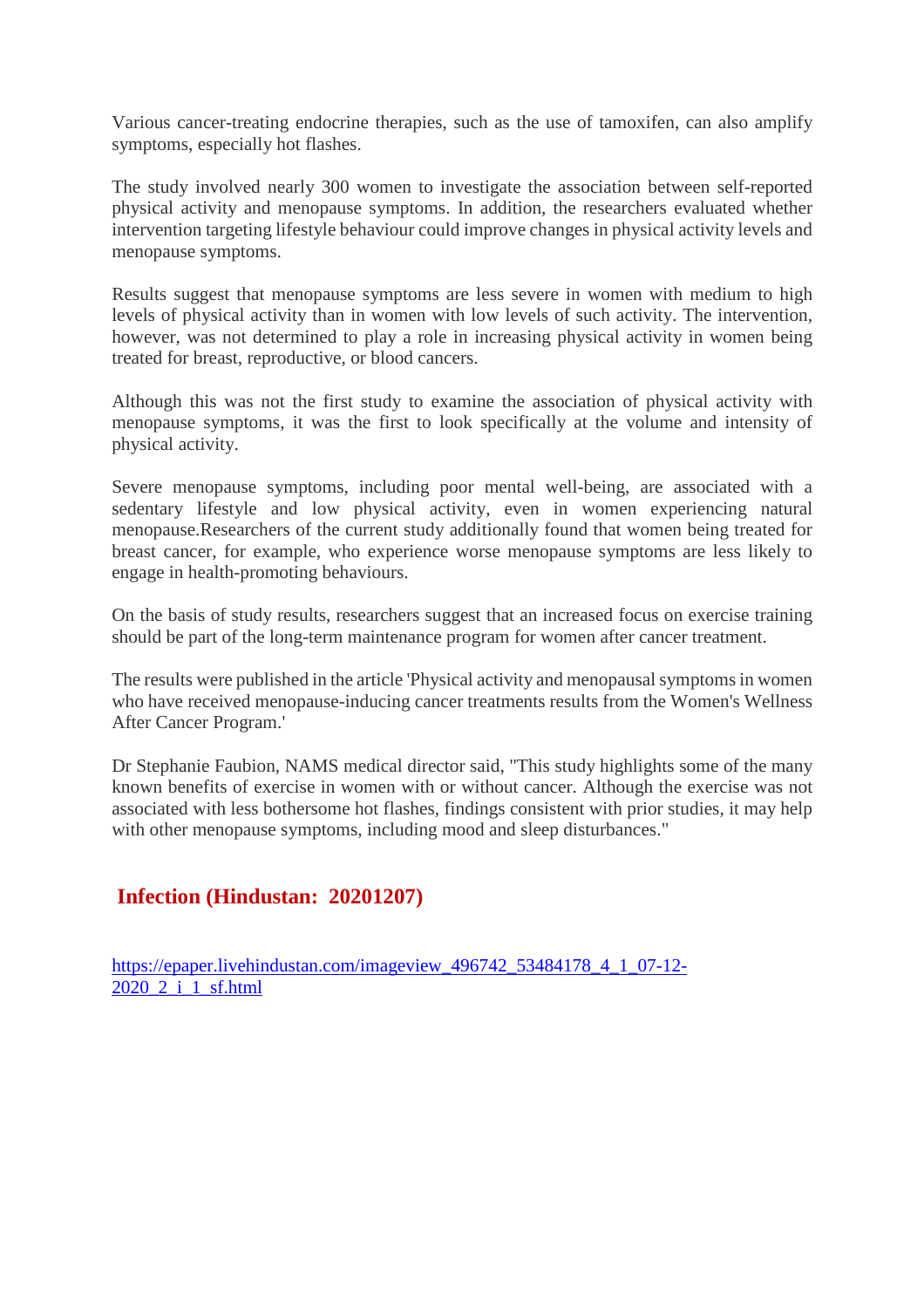Various cancer-treating endocrine therapies, such as the use of tamoxifen, can also amplify symptoms, especially hot flashes.

The study involved nearly 300 women to investigate the association between self-reported physical activity and menopause symptoms. In addition, the researchers evaluated whether intervention targeting lifestyle behaviour could improve changes in physical activity levels and menopause symptoms.

Results suggest that menopause symptoms are less severe in women with medium to high levels of physical activity than in women with low levels of such activity. The intervention, however, was not determined to play a role in increasing physical activity in women being treated for breast, reproductive, or blood cancers.

Although this was not the first study to examine the association of physical activity with menopause symptoms, it was the first to look specifically at the volume and intensity of physical activity.

Severe menopause symptoms, including poor mental well-being, are associated with a sedentary lifestyle and low physical activity, even in women experiencing natural menopause.Researchers of the current study additionally found that women being treated for breast cancer, for example, who experience worse menopause symptoms are less likely to engage in health-promoting behaviours.

On the basis of study results, researchers suggest that an increased focus on exercise training should be part of the long-term maintenance program for women after cancer treatment.

The results were published in the article 'Physical activity and menopausal symptoms in women who have received menopause-inducing cancer treatments results from the Women's Wellness After Cancer Program.'

Dr Stephanie Faubion, NAMS medical director said, "This study highlights some of the many known benefits of exercise in women with or without cancer. Although the exercise was not associated with less bothersome hot flashes, findings consistent with prior studies, it may help with other menopause symptoms, including mood and sleep disturbances."

## Infection (Hindustan: 20201207)

https://epaper.livehindustan.com/imageview_496742_53484178_4_1_07-12-2020_2_i_1_sf.html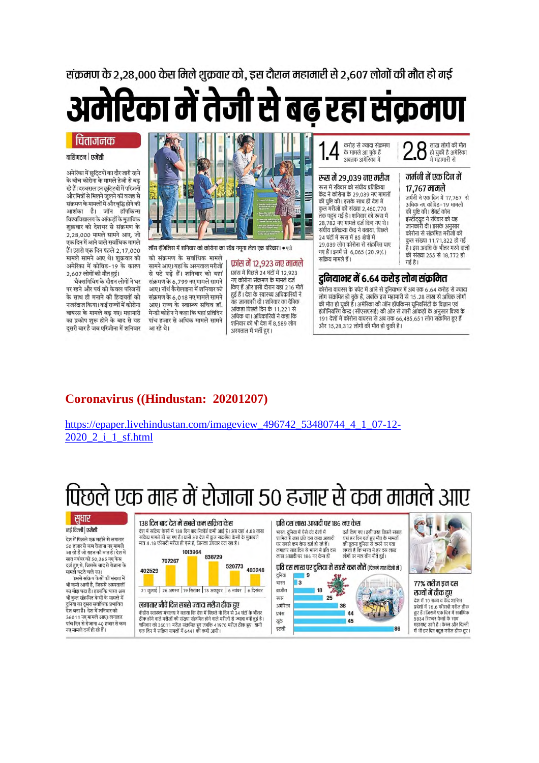संक्रमण के 2,28,000 केस मिले शुक्रवार को, इस दौरान महामारी से 2,607 लोगों की मौत हो गई

# अमेरिका में तेजी से बढ़ रहा संक्रमण

**चिंताजनक**

वाशिंगटन | एजेंसी

अमेरिका में छुट्टियों का दौर जारी रहने के बीच कोरोना के मामले तेजी से बढ़ रहे हैं। दरअसल इन छुट्टियों में परिजनों और मित्रों से मिलने जुलने की वजह से संक्रमण के मामलों में और वृद्धि होने की आशंका है। जॉन हॉपकिन्स विश्वविद्यालय के आंकड़ों के मुताबिक शुक्रवार को देशभर से संक्रमण के 2,28,000 मामले सामने आए, जो एक दिन में आने वाले सर्वाधिक मामले हैं। इससे एक दिन पहले 2,17,000 मामले सामने आए थे। शुक्रवार को अमेरिका में कोविड-19 के कारण 2,607 लोगों की मौत हुई।

थैंक्सगिविंग के दौरान लोगों ने घर पर रहने और पर्व को केवल परिजनों के साथ ही मनाने की हिदायतों को नजरंदाज किया। कई राज्यों में कोरोना वायरस के मामले बढ़ गए। महामारी का प्रकोप शुरू होने के बाद से यह दूसरी बार है जब एरिजोना में शनिवार को संक्रमण के सर्वाधिक मामले सामने आए। यहां के अस्पताल मरीजों से पट पड़े हैं। शनिवार को यहां संक्रमण के 6,799 नए मामले सामने आए। नॉर्थ कैरोलाइना में शनिवार को संक्रमण के 6,018 नए मामले सामने आए। राज्य के स्वास्थ्य सचिव डॉ. मेन्डी कोहेन ने कहा कि यहां प्रतिदिन पांच हजार से अधिक मामले सामने आ रहे थे।

लॉस एंजिलिस में शनिवार को कोरोना का स्वैब नमूना लेता एक परिवार। • एपी

### फ्रांस में 12,923 नए मामले

फ्रांस में पिछले 24 घंटों में 12,923 नए कोरोना संक्रमण के मामले दर्ज किए हैं और इसी दौरान यहां 216 मौतें हुई हैं। देश के स्वास्थ्य अधिकारियों ने यह जानकारी दी। शनिवार को दैनिक आंकड़ा पिछले दिन के 11,221 से अधिक था। अधिकारियों ने कहा कि शनिवार को भी देश में 8,589 लोग अस्पताल में भर्ती हुए।

**1.4** करोड़ से ज्यादा संक्रमण के मामले आ चुके हैं अबतक अमेरिका में

**2.8** लाख लोगों की मौत हो चुकी है अमेरिका में महामारी से

### रूस में 29,039 नए मरीज

रूस में रविवार को संघीय प्रतिक्रिया केंद्र ने कोरोना के 29,039 नए मामलों की पुष्टि की। इसके साथ ही देश में कुल मरीजों की संख्या 2,460,770 तक पहुंच गई है। शनिवार को रूस में 28,782 नए मामले दर्ज किए गए थे। संघीय प्रतिक्रिया केंद्र ने बताया, पिछले 24 घंटों में रूस में 85 क्षेत्रों में 29,039 लोग कोरोना से संक्रमित पाए गए हैं। इनमें से 6,065 (20.9%) सक्रिय मामले हैं।

### जर्मनी में एक दिन में 17,767 मामले

जर्मनी ने एक दिन में 17,767 से अधिक नए कोविड-19 मामलों की पुष्टि की। रॉबर्ट कोच इंस्टीट्यूट ने रविवार को यह जानकारी दी। इसके अनुसार कोरोना से संक्रमित मरीजों की कुल संख्या 11,71,322 हो गई है। इस अवधि के भीतर मरने वालों की संख्या 255 से 18,772 हो गई है।

### दुनियाभर में 6.64 करोड़ लोग संक्रमित

कोरोना वायरस के चपेट में आने से दुनियाभर में अब तक 6.64 करोड़ से ज्यादा लोग संक्रमित हो चुके हैं, जबकि इस महामारी से 15.28 लाख से अधिक लोगों की मौत हो चुकी है। अमेरिका की जॉन हॉपकिन्स यूनिवर्सिटी के विज्ञान एवं इंजीनियरिंग केन्द्र (सीएसएसई) की ओर से जारी आंकड़ों के अनुसार विश्व के 191 देशों में कोरोना वायरस से अब तक 66,485,651 लोग संक्रमित हुए हैं और 15,28,312 लोगों की मौत हो चुकी है।

**Coronavirus ((Hindustan: 20201207)**

https://epaper.livehindustan.com/imageview_496742_53480744_4_1_07-12-2020_2_i_1_sf.html

# पिछले एक माह में रोजाना 50 हजार से कम मामले आए

**सुधार**

नई दिल्ली | एजेंसी

देश में पिछले एक महीने से लगातार 50 हजार से कम रोजाना नए मामले आ रहे हैं जो राहत की बात है। देश में सात नवंबर को 50,365 नए केस दर्ज हुए थे, जिसके बाद से रोजाना के मामले घटते चले गए।

इससे सक्रिय केसों की संख्या में भी कमी आयी है, जिससे अस्पतालों का बोझ घटा है। हालांकि भारत अब भी कुल संक्रमित केसों के मामले में दुनिया का दूसरा सर्वाधिक प्रभावित देश बना है। देश में शनिवार को 36011 नए मामले आए। लगातार पांच दिन से रोजाना 40 हजार से कम नए मामले दर्ज हो रहे हैं।

### 138 दिन बाद देश में सबसे कम सक्रिय केस

देश में सक्रिय केसों में 138 दिन बाद रिकॉर्ड कमी आई है। अब यह 4.03 लाख सक्रिय मामले ही रह गए हैं। यानी अब देश में कुल संक्रमित केसों के मुकाबले मात्र 4.18 फीसदी मरीज ही ऐसे हैं, जिनका उपचार चल रहा है।

| 21 जुलाई | 26 अगस्त | 19 सितंबर | 13 अक्टूबर | 6 नवंबर | 6 दिसंबर |
|---|---|---|---|---|---|
| 402529 | 707267 | 1013964 | 838729 | 520773 | 403248 |

### लगातार नौवें दिन सबसे ज्यादा मरीज ठीक हुए

केंद्रीय स्वास्थ्य मंत्रालय ने बताया कि देश में पिछले नौ दिन से 24 घंटों के भीतर ठीक होने वाले मरीजों की संख्या संक्रमित होने वाले मरीजों से ज्यादा दर्ज हुई है। शनिवार को 36011 मरीज संक्रमित हुए जबकि 41970 मरीज ठीक हुए। यानी एक दिन में सक्रिय मामलों में 6441 की कमी आयी।

### प्रति दस लाख आबादी पर 186 नए केस

भारत, दुनिया में ऐसे चंद देशों में शामिल है जहां प्रति दस लाख आबादी पर सबसे कम केस दर्ज हो रहे हैं। लगातार सात दिन से भारत में प्रति दस लाख आबादी पर 186 नए केस ही दर्ज किए गए। इसी तरह पिछले सप्ताह यहां हर दिन दर्ज हुए मौत के मामलों की तुलना दुनिया से करने पर पता लगता है कि भारत में हर दस लाख लोगों पर मात्र तीन मौतें हुईं।

### प्रति दस लाख पर दुनिया में सबसे कम मौतें (पिछले सात दिनों में)

| देश | मौतें |
|---|---|
| दुनिया | 9 |
| भारत | 3 |
| ब्राजील | 18 |
| रूस | 25 |
| अमेरिका | 38 |
| फ्रांस | 44 |
| यूके | 45 |
| इटली | 86 |

### 77% मरीज इन दस राज्यों में ठीक हुए

देश में 10 राज्य व केंद्र शासित प्रदेशों में 76.6 फीसदी मरीज ठीक हुए हैं। जिसमें एक दिन में सर्वाधिक 5834 रिकवर केसों के साथ महाराष्ट्र आगे है। केरल और दिल्ली में भी हर दिन बहुत मरीज ठीक हुए।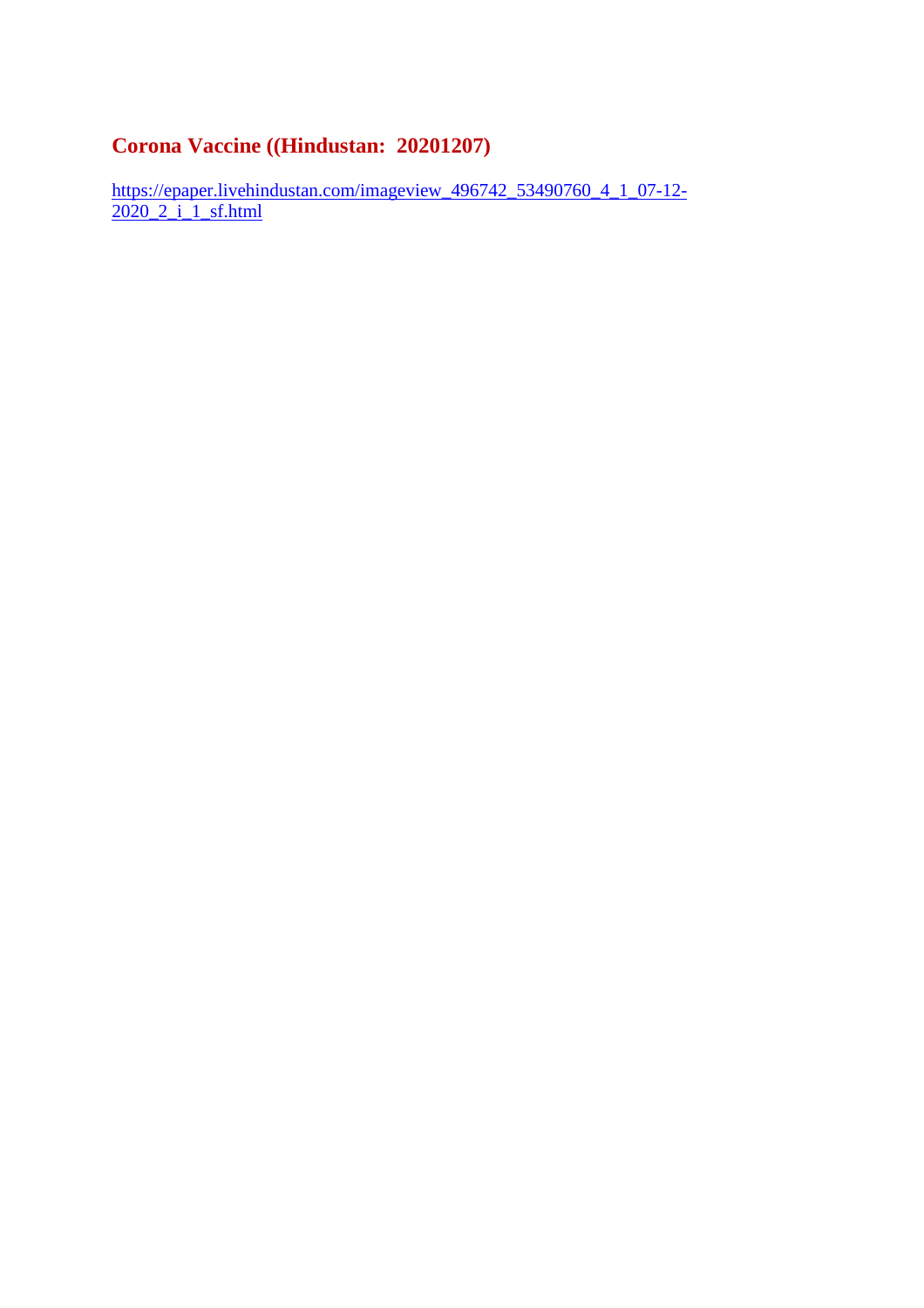## Corona Vaccine ((Hindustan: 20201207)

https://epaper.livehindustan.com/imageview_496742_53490760_4_1_07-12-2020_2_i_1_sf.html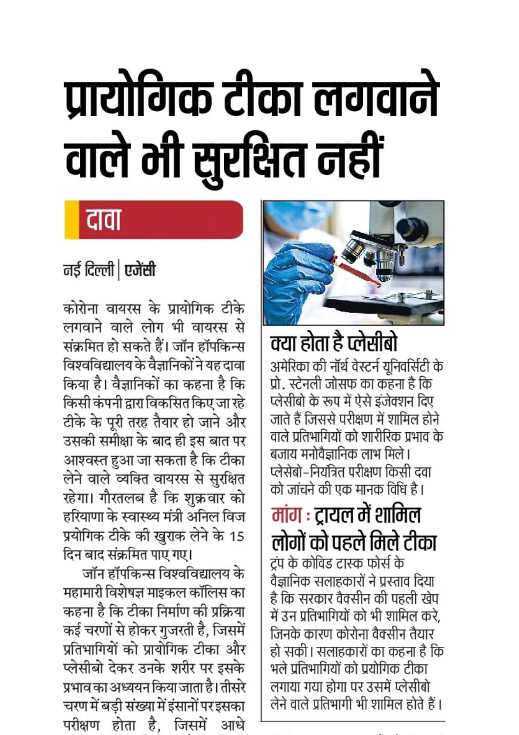# प्रायोगिक टीका लगवाने वाले भी सुरक्षित नहीं

## दावा

**नई दिल्ली | एजेंसी**

कोरोना वायरस के प्रायोगिक टीके लगवाने वाले लोग भी वायरस से संक्रमित हो सकते हैं। जॉन हॉपकिन्स विश्वविद्यालय के वैज्ञानिकों ने यह दावा किया है। वैज्ञानिकों का कहना है कि किसी कंपनी द्वारा विकसित किए जा रहे टीके के पूरी तरह तैयार हो जाने और उसकी समीक्षा के बाद ही इस बात पर आश्वस्त हुआ जा सकता है कि टीका लेने वाले व्यक्ति वायरस से सुरक्षित रहेगा। गौरतलब है कि शुक्रवार को हरियाणा के स्वास्थ्य मंत्री अनिल विज प्रायोगिक टीके की खुराक लेने के 15 दिन बाद संक्रमित पाए गए।

जॉन हॉपकिन्स विश्वविद्यालय के महामारी विशेषज्ञ माइकल कॉलिस का कहना है कि टीका निर्माण की प्रक्रिया कई चरणों से होकर गुजरती है, जिसमें प्रतिभागियों को प्रायोगिक टीका और प्लेसीबो देकर उनके शरीर पर इसके प्रभाव का अध्ययन किया जाता है। तीसरे चरण में बड़ी संख्या में इंसानों पर इसका परीक्षण होता है, जिसमें आधे

### क्या होता है प्लेसीबो

अमेरिका की नॉर्थ वेस्टर्न यूनिवर्सिटी के प्रो. स्टेनली जोसफ का कहना है कि प्लेसीबो के रूप में ऐसे इंजेक्शन दिए जाते हैं जिससे परीक्षण में शामिल होने वाले प्रतिभागियों को शारीरिक प्रभाव के बजाय मनोवैज्ञानिक लाभ मिले। प्लेसेबो-नियंत्रित परीक्षण किसी दवा को जांचने की एक मानक विधि है।

### मांग : ट्रायल में शामिल लोगों को पहले मिले टीका

ट्रंप के कोविड टास्क फोर्स के वैज्ञानिक सलाहकारों ने प्रस्ताव दिया है कि सरकार वैक्सीन की पहली खेप में उन प्रतिभागियों को भी शामिल करे, जिनके कारण कोरोना वैक्सीन तैयार हो सकी। सलाहकारों का कहना है कि भले प्रतिभागियों को प्रायोगिक टीका लगाया गया होगा पर उसमें प्लेसीबो लेने वाले प्रतिभागी भी शामिल होते हैं।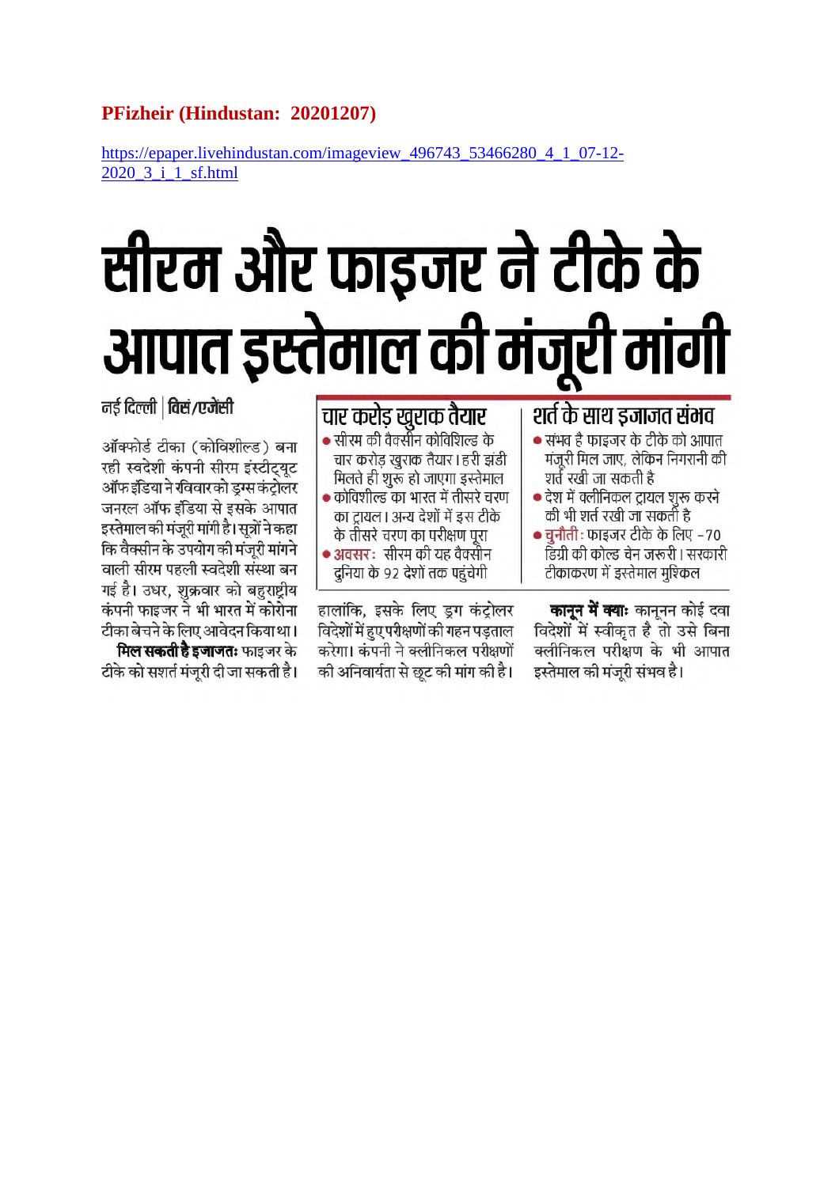**PFizheir (Hindustan: 20201207)**

https://epaper.livehindustan.com/imageview_496743_53466280_4_1_07-12-2020_3_i_1_sf.html

# सीरम और फाइजर ने टीके के आपात इस्तेमाल की मंजूरी मांगी

नई दिल्ली | विसं/एजेंसी

ऑक्सफोर्ड टीका (कोविशील्ड) बना रही स्वदेशी कंपनी सीरम इंस्टीट्यूट ऑफ इंडिया ने रविवार को ड्रग्स कंट्रोलर जनरल ऑफ इंडिया से इसके आपात इस्तेमाल की मंजूरी मांगी है। सूत्रों ने कहा कि वैक्सीन के उपयोग की मंजूरी मांगने वाली सीरम पहली स्वदेशी संस्था बन गई है। उधर, शुक्रवार को बहुराष्ट्रीय कंपनी फाइजर ने भी भारत में कोरोना टीका बेचने के लिए आवेदन किया था।

**मिल सकती है इजाजतः** फाइजर के टीके को सशर्त मंजूरी दी जा सकती है। हालांकि, इसके लिए ड्रग कंट्रोलर विदेशों में हुए परीक्षणों की गहन पड़ताल करेगा। कंपनी ने क्लीनिकल परीक्षणों की अनिवार्यता से छूट की मांग की है।

**कानून में क्याः** कानूनन कोई दवा विदेशों में स्वीकृत है तो उसे बिना क्लीनिकल परीक्षण के भी आपात इस्तेमाल की मंजूरी संभव है।

## चार करोड़ खुराक तैयार

- सीरम की वैक्सीन कोविशिल्ड के चार करोड़ खुराक तैयार। हरी झंडी मिलते ही शुरू हो जाएगा इस्तेमाल
- कोविशील्ड का भारत में तीसरे चरण का ट्रायल। अन्य देशों में इस टीके के तीसरे चरण का परीक्षण पूरा
- **अवसरः** सीरम की यह वैक्सीन दुनिया के 92 देशों तक पहुंचेगी

## शर्त के साथ इजाजत संभव

- संभव है फाइजर के टीके को आपात मंजूरी मिल जाए, लेकिन निगरानी की शर्त रखी जा सकती है
- देश में क्लीनिकल ट्रायल शुरू करने की भी शर्त रखी जा सकती है
- **चुनौतीः** फाइजर टीके के लिए -70 डिग्री की कोल्ड चेन जरूरी। सरकारी टीकाकरण में इस्तेमाल मुश्किल